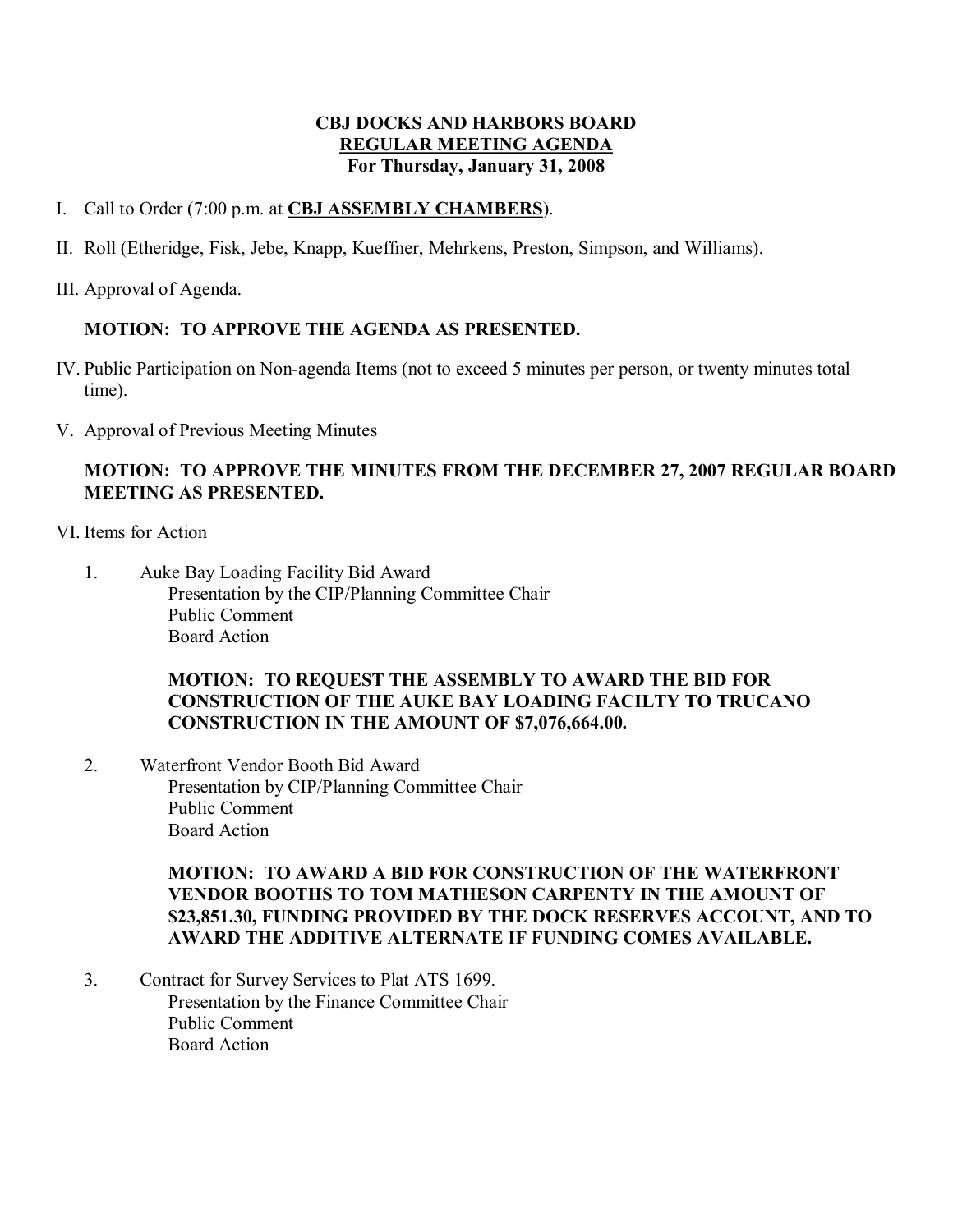**CBJ DOCKS AND HARBORS BOARD**
**REGULAR MEETING AGENDA**
**For Thursday, January 31, 2008**

I. Call to Order (7:00 p.m. at **CBJ ASSEMBLY CHAMBERS**).

II. Roll (Etheridge, Fisk, Jebe, Knapp, Kueffner, Mehrkens, Preston, Simpson, and Williams).

III. Approval of Agenda.

**MOTION: TO APPROVE THE AGENDA AS PRESENTED.**

IV. Public Participation on Non-agenda Items (not to exceed 5 minutes per person, or twenty minutes total time).

V. Approval of Previous Meeting Minutes

**MOTION: TO APPROVE THE MINUTES FROM THE DECEMBER 27, 2007 REGULAR BOARD MEETING AS PRESENTED.**

VI. Items for Action

1. Auke Bay Loading Facility Bid Award
   Presentation by the CIP/Planning Committee Chair
   Public Comment
   Board Action

   **MOTION: TO REQUEST THE ASSEMBLY TO AWARD THE BID FOR CONSTRUCTION OF THE AUKE BAY LOADING FACILTY TO TRUCANO CONSTRUCTION IN THE AMOUNT OF $7,076,664.00.**

2. Waterfront Vendor Booth Bid Award
   Presentation by CIP/Planning Committee Chair
   Public Comment
   Board Action

   **MOTION: TO AWARD A BID FOR CONSTRUCTION OF THE WATERFRONT VENDOR BOOTHS TO TOM MATHESON CARPENTY IN THE AMOUNT OF $23,851.30, FUNDING PROVIDED BY THE DOCK RESERVES ACCOUNT, AND TO AWARD THE ADDITIVE ALTERNATE IF FUNDING COMES AVAILABLE.**

3. Contract for Survey Services to Plat ATS 1699.
   Presentation by the Finance Committee Chair
   Public Comment
   Board Action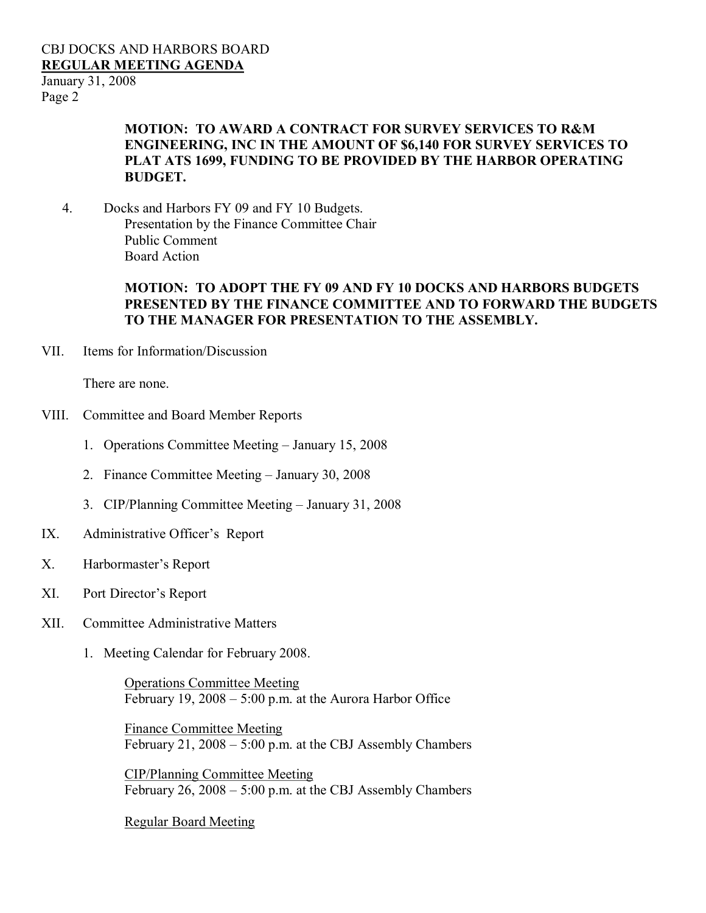**MOTION: TO AWARD A CONTRACT FOR SURVEY SERVICES TO R&M ENGINEERING, INC IN THE AMOUNT OF $6,140 FOR SURVEY SERVICES TO PLAT ATS 1699, FUNDING TO BE PROVIDED BY THE HARBOR OPERATING BUDGET.**

4. Docks and Harbors FY 09 and FY 10 Budgets.
   Presentation by the Finance Committee Chair
   Public Comment
   Board Action

   **MOTION: TO ADOPT THE FY 09 AND FY 10 DOCKS AND HARBORS BUDGETS PRESENTED BY THE FINANCE COMMITTEE AND TO FORWARD THE BUDGETS TO THE MANAGER FOR PRESENTATION TO THE ASSEMBLY.**

VII. Items for Information/Discussion

There are none.

VIII. Committee and Board Member Reports

1. Operations Committee Meeting – January 15, 2008
2. Finance Committee Meeting – January 30, 2008
3. CIP/Planning Committee Meeting – January 31, 2008

IX. Administrative Officer's Report

X. Harbormaster's Report

XI. Port Director's Report

XII. Committee Administrative Matters

1. Meeting Calendar for February 2008.

   Operations Committee Meeting
   February 19, 2008 – 5:00 p.m. at the Aurora Harbor Office

   Finance Committee Meeting
   February 21, 2008 – 5:00 p.m. at the CBJ Assembly Chambers

   CIP/Planning Committee Meeting
   February 26, 2008 – 5:00 p.m. at the CBJ Assembly Chambers

   Regular Board Meeting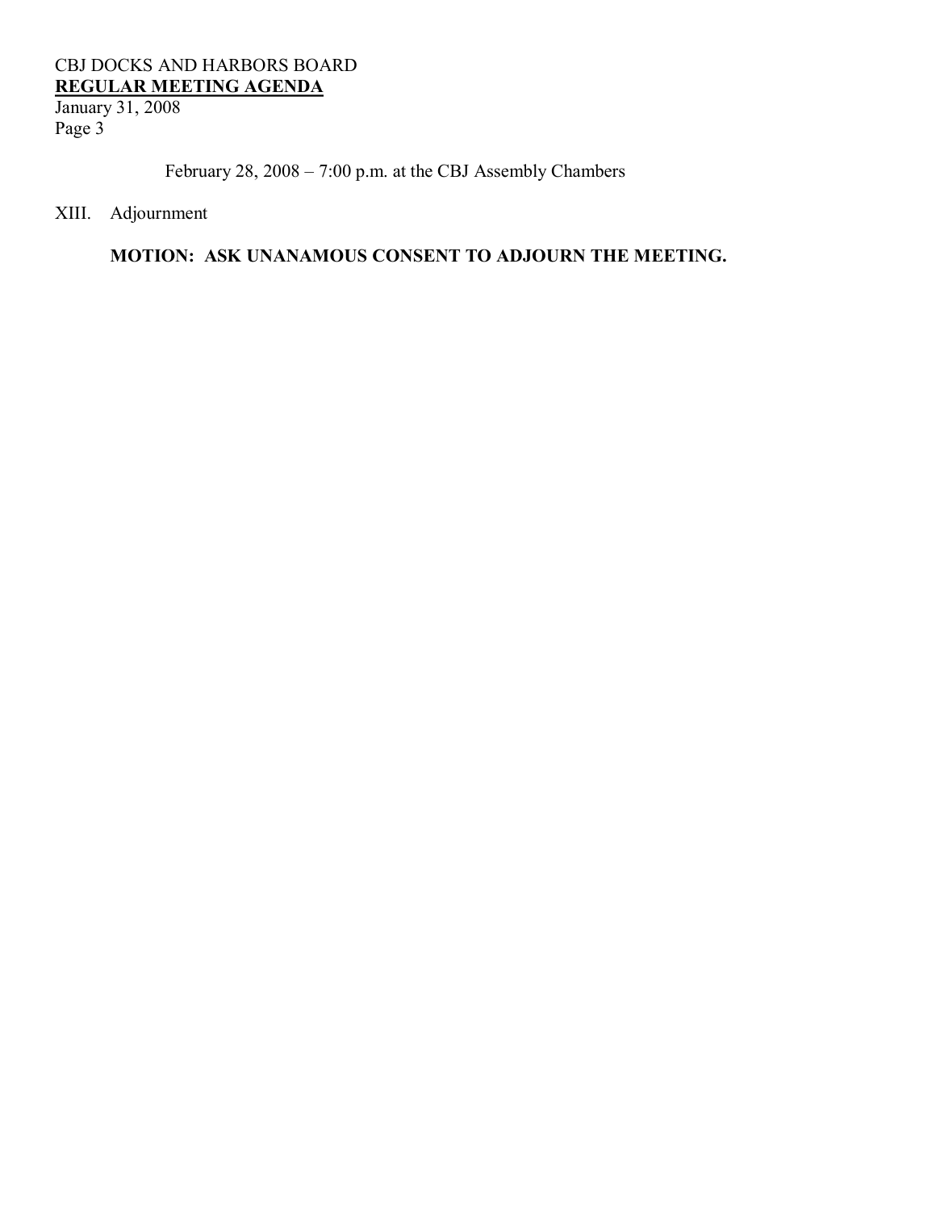February 28, 2008 – 7:00 p.m. at the CBJ Assembly Chambers

XIII. Adjournment

**MOTION: ASK UNANAMOUS CONSENT TO ADJOURN THE MEETING.**